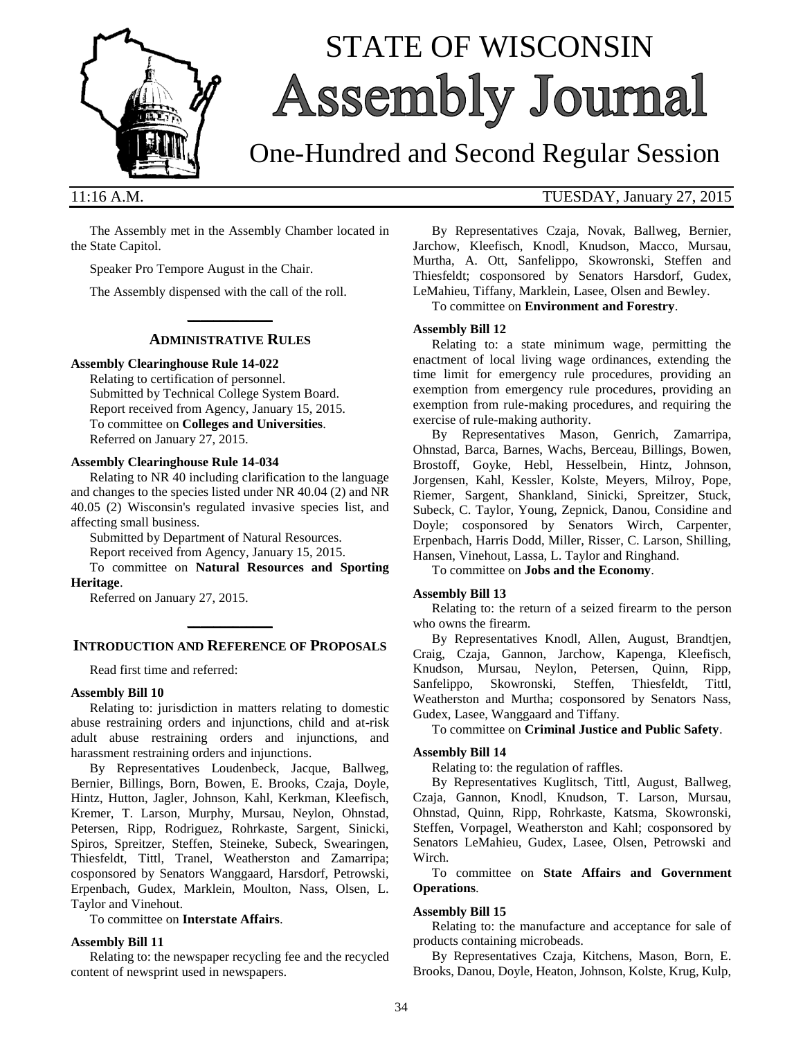# STATE OF WISCONSIN Assembly Journal

## One-Hundred and Second Regular Session

11:16 A.M. TUESDAY, January 27, 2015

The Assembly met in the Assembly Chamber located in the State Capitol.

Speaker Pro Tempore August in the Chair.

The Assembly dispensed with the call of the roll.

## ADMINISTRATIVE RULES

**Assembly Clearinghouse Rule 14-022**

Relating to certification of personnel.

Submitted by Technical College System Board.

Report received from Agency, January 15, 2015.

To committee on **Colleges and Universities**.

Referred on January 27, 2015.

**Assembly Clearinghouse Rule 14-034**

Relating to NR 40 including clarification to the language and changes to the species listed under NR 40.04 (2) and NR 40.05 (2) Wisconsin's regulated invasive species list, and affecting small business.

Submitted by Department of Natural Resources.

Report received from Agency, January 15, 2015.

To committee on **Natural Resources and Sporting Heritage**.

Referred on January 27, 2015.

## INTRODUCTION AND REFERENCE OF PROPOSALS

Read first time and referred:

**Assembly Bill 10**

Relating to: jurisdiction in matters relating to domestic abuse restraining orders and injunctions, child and at-risk adult abuse restraining orders and injunctions, and harassment restraining orders and injunctions.

By Representatives Loudenbeck, Jacque, Ballweg, Bernier, Billings, Born, Bowen, E. Brooks, Czaja, Doyle, Hintz, Hutton, Jagler, Johnson, Kahl, Kerkman, Kleefisch, Kremer, T. Larson, Murphy, Mursau, Neylon, Ohnstad, Petersen, Ripp, Rodriguez, Rohrkaste, Sargent, Sinicki, Spiros, Spreitzer, Steffen, Steineke, Subeck, Swearingen, Thiesfeldt, Tittl, Tranel, Weatherston and Zamarripa; cosponsored by Senators Wanggaard, Harsdorf, Petrowski, Erpenbach, Gudex, Marklein, Moulton, Nass, Olsen, L. Taylor and Vinehout.

To committee on **Interstate Affairs**.

**Assembly Bill 11**

Relating to: the newspaper recycling fee and the recycled content of newsprint used in newspapers.

By Representatives Czaja, Novak, Ballweg, Bernier, Jarchow, Kleefisch, Knodl, Knudson, Macco, Mursau, Murtha, A. Ott, Sanfelippo, Skowronski, Steffen and Thiesfeldt; cosponsored by Senators Harsdorf, Gudex, LeMahieu, Tiffany, Marklein, Lasee, Olsen and Bewley.

To committee on **Environment and Forestry**.

**Assembly Bill 12**

Relating to: a state minimum wage, permitting the enactment of local living wage ordinances, extending the time limit for emergency rule procedures, providing an exemption from emergency rule procedures, providing an exemption from rule-making procedures, and requiring the exercise of rule-making authority.

By Representatives Mason, Genrich, Zamarripa, Ohnstad, Barca, Barnes, Wachs, Berceau, Billings, Bowen, Brostoff, Goyke, Hebl, Hesselbein, Hintz, Johnson, Jorgensen, Kahl, Kessler, Kolste, Meyers, Milroy, Pope, Riemer, Sargent, Shankland, Sinicki, Spreitzer, Stuck, Subeck, C. Taylor, Young, Zepnick, Danou, Considine and Doyle; cosponsored by Senators Wirch, Carpenter, Erpenbach, Harris Dodd, Miller, Risser, C. Larson, Shilling, Hansen, Vinehout, Lassa, L. Taylor and Ringhand.

To committee on **Jobs and the Economy**.

**Assembly Bill 13**

Relating to: the return of a seized firearm to the person who owns the firearm.

By Representatives Knodl, Allen, August, Brandtjen, Craig, Czaja, Gannon, Jarchow, Kapenga, Kleefisch, Knudson, Mursau, Neylon, Petersen, Quinn, Ripp, Sanfelippo, Skowronski, Steffen, Thiesfeldt, Tittl, Weatherston and Murtha; cosponsored by Senators Nass, Gudex, Lasee, Wanggaard and Tiffany.

To committee on **Criminal Justice and Public Safety**.

**Assembly Bill 14**

Relating to: the regulation of raffles.

By Representatives Kuglitsch, Tittl, August, Ballweg, Czaja, Gannon, Knodl, Knudson, T. Larson, Mursau, Ohnstad, Quinn, Ripp, Rohrkaste, Katsma, Skowronski, Steffen, Vorpagel, Weatherston and Kahl; cosponsored by Senators LeMahieu, Gudex, Lasee, Olsen, Petrowski and Wirch.

To committee on **State Affairs and Government Operations**.

**Assembly Bill 15**

Relating to: the manufacture and acceptance for sale of products containing microbeads.

By Representatives Czaja, Kitchens, Mason, Born, E. Brooks, Danou, Doyle, Heaton, Johnson, Kolste, Krug, Kulp,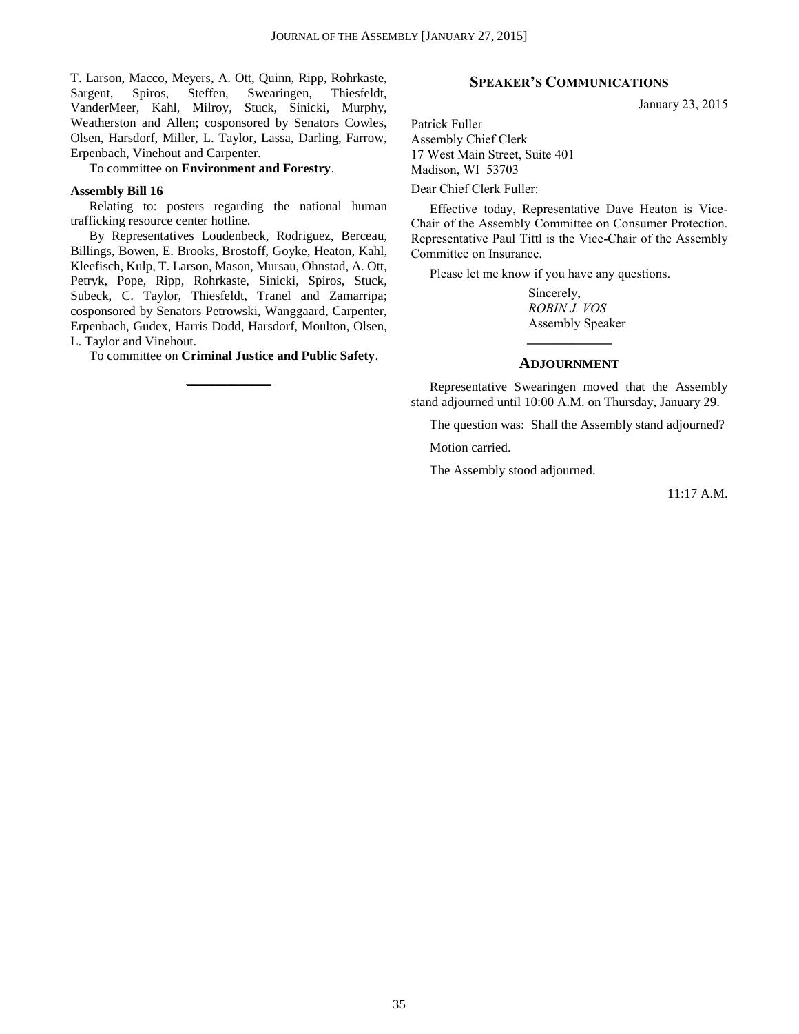T. Larson, Macco, Meyers, A. Ott, Quinn, Ripp, Rohrkaste, Sargent, Spiros, Steffen, Swearingen, Thiesfeldt, VanderMeer, Kahl, Milroy, Stuck, Sinicki, Murphy, Weatherston and Allen; cosponsored by Senators Cowles, Olsen, Harsdorf, Miller, L. Taylor, Lassa, Darling, Farrow, Erpenbach, Vinehout and Carpenter.

To committee on **Environment and Forestry**.

**Assembly Bill 16**

Relating to: posters regarding the national human trafficking resource center hotline.

By Representatives Loudenbeck, Rodriguez, Berceau, Billings, Bowen, E. Brooks, Brostoff, Goyke, Heaton, Kahl, Kleefisch, Kulp, T. Larson, Mason, Mursau, Ohnstad, A. Ott, Petryk, Pope, Ripp, Rohrkaste, Sinicki, Spiros, Stuck, Subeck, C. Taylor, Thiesfeldt, Tranel and Zamarripa; cosponsored by Senators Petrowski, Wanggaard, Carpenter, Erpenbach, Gudex, Harris Dodd, Harsdorf, Moulton, Olsen, L. Taylor and Vinehout.

To committee on **Criminal Justice and Public Safety**.

---

## SPEAKER'S COMMUNICATIONS

January 23, 2015

Patrick Fuller
Assembly Chief Clerk
17 West Main Street, Suite 401
Madison, WI 53703

Dear Chief Clerk Fuller:

Effective today, Representative Dave Heaton is Vice-Chair of the Assembly Committee on Consumer Protection. Representative Paul Tittl is the Vice-Chair of the Assembly Committee on Insurance.

Please let me know if you have any questions.

Sincerely,
*ROBIN J. VOS*
Assembly Speaker

---

## ADJOURNMENT

Representative Swearingen moved that the Assembly stand adjourned until 10:00 A.M. on Thursday, January 29.

The question was: Shall the Assembly stand adjourned?

Motion carried.

The Assembly stood adjourned.

11:17 A.M.